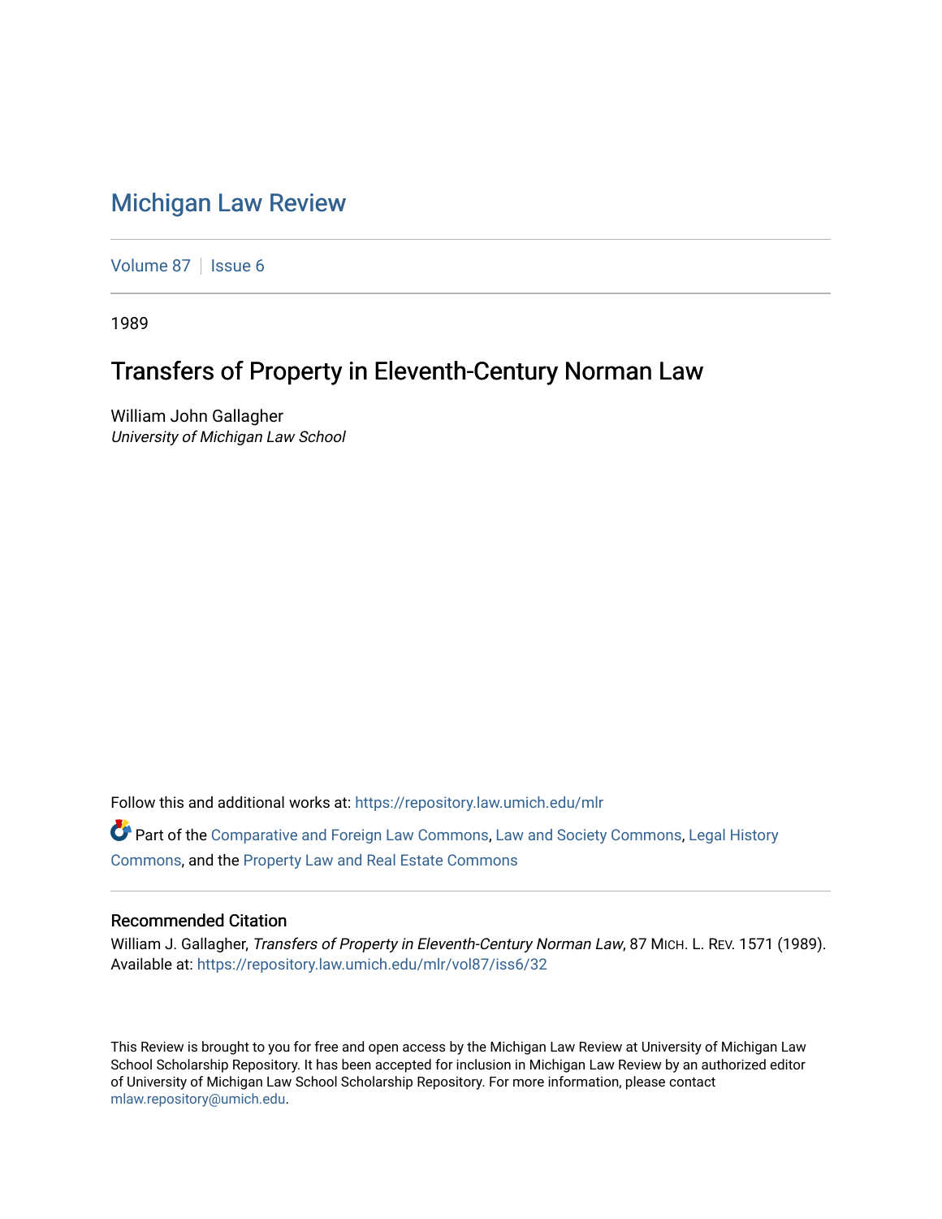# Michigan Law Review

Volume 87 | Issue 6

1989

## Transfers of Property in Eleventh-Century Norman Law

William John Gallagher
*University of Michigan Law School*

Follow this and additional works at: https://repository.law.umich.edu/mlr

Part of the Comparative and Foreign Law Commons, Law and Society Commons, Legal History Commons, and the Property Law and Real Estate Commons

### Recommended Citation

William J. Gallagher, *Transfers of Property in Eleventh-Century Norman Law*, 87 MICH. L. REV. 1571 (1989).
Available at: https://repository.law.umich.edu/mlr/vol87/iss6/32

This Review is brought to you for free and open access by the Michigan Law Review at University of Michigan Law School Scholarship Repository. It has been accepted for inclusion in Michigan Law Review by an authorized editor of University of Michigan Law School Scholarship Repository. For more information, please contact mlaw.repository@umich.edu.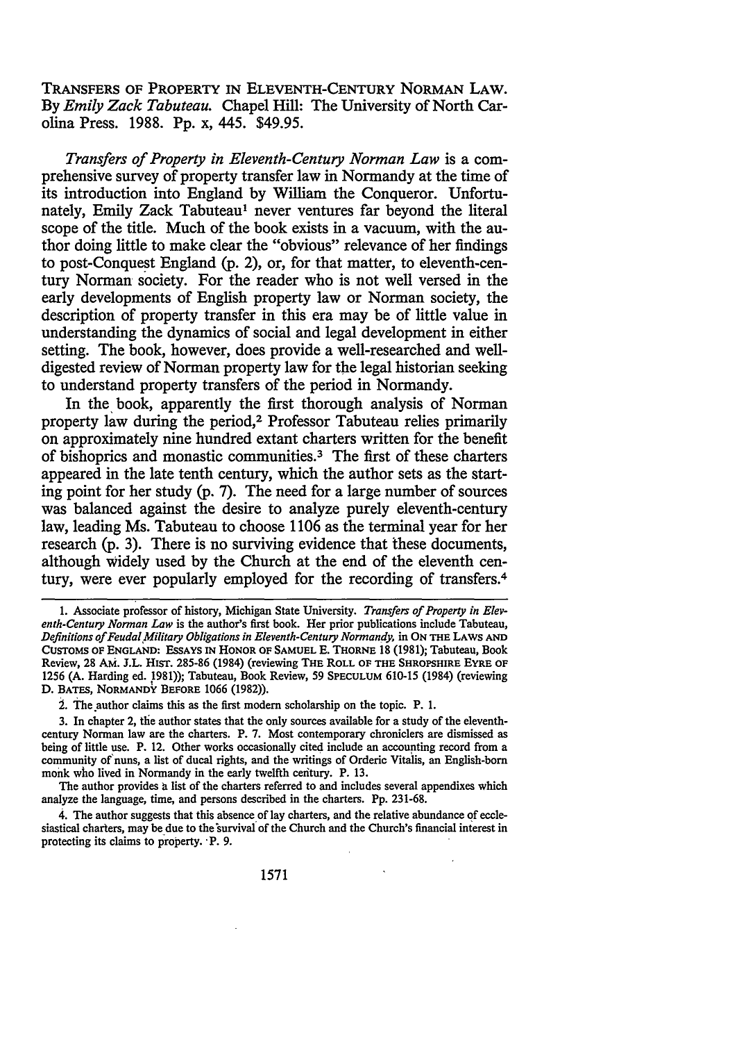TRANSFERS OF PROPERTY IN ELEVENTH-CENTURY NORMAN LAW. By *Emily Zack Tabuteau.* Chapel Hill: The University of North Carolina Press. 1988. Pp. x, 445. $49.95.

*Transfers of Property in Eleventh-Century Norman Law* is a comprehensive survey of property transfer law in Normandy at the time of its introduction into England by William the Conqueror. Unfortunately, Emily Zack Tabuteau[1] never ventures far beyond the literal scope of the title. Much of the book exists in a vacuum, with the author doing little to make clear the "obvious" relevance of her findings to post-Conquest England (p. 2), or, for that matter, to eleventh-century Norman society. For the reader who is not well versed in the early developments of English property law or Norman society, the description of property transfer in this era may be of little value in understanding the dynamics of social and legal development in either setting. The book, however, does provide a well-researched and well-digested review of Norman property law for the legal historian seeking to understand property transfers of the period in Normandy.

In the book, apparently the first thorough analysis of Norman property law during the period,[2] Professor Tabuteau relies primarily on approximately nine hundred extant charters written for the benefit of bishoprics and monastic communities.[3] The first of these charters appeared in the late tenth century, which the author sets as the starting point for her study (p. 7). The need for a large number of sources was balanced against the desire to analyze purely eleventh-century law, leading Ms. Tabuteau to choose 1106 as the terminal year for her research (p. 3). There is no surviving evidence that these documents, although widely used by the Church at the end of the eleventh century, were ever popularly employed for the recording of transfers.[4]

---

1. Associate professor of history, Michigan State University. *Transfers of Property in Eleventh-Century Norman Law* is the author's first book. Her prior publications include Tabuteau, *Definitions of Feudal Military Obligations in Eleventh-Century Normandy,* in ON THE LAWS AND CUSTOMS OF ENGLAND: ESSAYS IN HONOR OF SAMUEL E. THORNE 18 (1981); Tabuteau, Book Review, 28 AM. J.L. HIST. 285-86 (1984) (reviewing THE ROLL OF THE SHROPSHIRE EYRE OF 1256 (A. Harding ed. 1981)); Tabuteau, Book Review, 59 SPECULUM 610-15 (1984) (reviewing D. BATES, NORMANDY BEFORE 1066 (1982)).

2. The author claims this as the first modern scholarship on the topic. P. 1.

3. In chapter 2, the author states that the only sources available for a study of the eleventh-century Norman law are the charters. P. 7. Most contemporary chroniclers are dismissed as being of little use. P. 12. Other works occasionally cited include an accounting record from a community of nuns, a list of ducal rights, and the writings of Orderic Vitalis, an English-born monk who lived in Normandy in the early twelfth century. P. 13.

The author provides a list of the charters referred to and includes several appendixes which analyze the language, time, and persons described in the charters. Pp. 231-68.

4. The author suggests that this absence of lay charters, and the relative abundance of ecclesiastical charters, may be due to the survival of the Church and the Church's financial interest in protecting its claims to property. P. 9.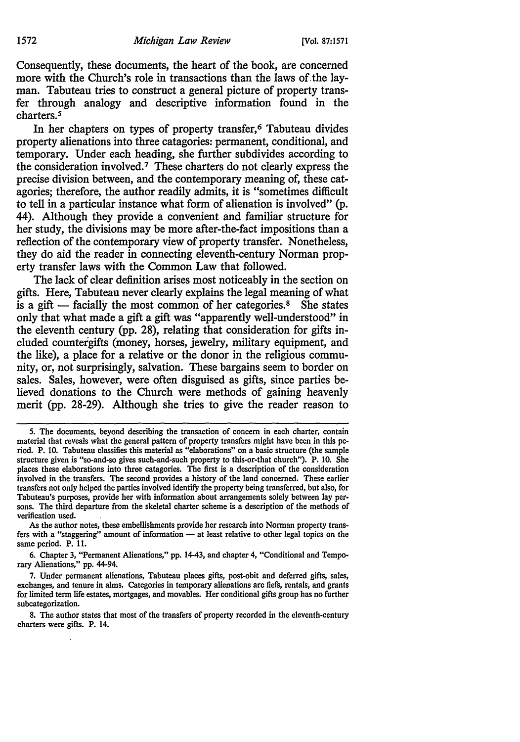Consequently, these documents, the heart of the book, are concerned more with the Church's role in transactions than the laws of the layman. Tabuteau tries to construct a general picture of property transfer through analogy and descriptive information found in the charters.[5]

In her chapters on types of property transfer,[6] Tabuteau divides property alienations into three catagories: permanent, conditional, and temporary. Under each heading, she further subdivides according to the consideration involved.[7] These charters do not clearly express the precise division between, and the contemporary meaning of, these catagories; therefore, the author readily admits, it is "sometimes difficult to tell in a particular instance what form of alienation is involved" (p. 44). Although they provide a convenient and familiar structure for her study, the divisions may be more after-the-fact impositions than a reflection of the contemporary view of property transfer. Nonetheless, they do aid the reader in connecting eleventh-century Norman property transfer laws with the Common Law that followed.

The lack of clear definition arises most noticeably in the section on gifts. Here, Tabuteau never clearly explains the legal meaning of what is a gift — facially the most common of her categories.[8] She states only that what made a gift a gift was "apparently well-understood" in the eleventh century (pp. 28), relating that consideration for gifts included countergifts (money, horses, jewelry, military equipment, and the like), a place for a relative or the donor in the religious community, or, not surprisingly, salvation. These bargains seem to border on sales. Sales, however, were often disguised as gifts, since parties believed donations to the Church were methods of gaining heavenly merit (pp. 28-29). Although she tries to give the reader reason to

---

5. The documents, beyond describing the transaction of concern in each charter, contain material that reveals what the general pattern of property transfers might have been in this period. P. 10. Tabuteau classifies this material as "elaborations" on a basic structure (the sample structure given is "so-and-so gives such-and-such property to this-or-that church"). P. 10. She places these elaborations into three catagories. The first is a description of the consideration involved in the transfers. The second provides a history of the land concerned. These earlier transfers not only helped the parties involved identify the property being transferred, but also, for Tabuteau's purposes, provide her with information about arrangements solely between lay persons. The third departure from the skeletal charter scheme is a description of the methods of verification used.

As the author notes, these embellishments provide her research into Norman property transfers with a "staggering" amount of information — at least relative to other legal topics on the same period. P. 11.

6. Chapter 3, "Permanent Alienations," pp. 14-43, and chapter 4, "Conditional and Temporary Alienations," pp. 44-94.

7. Under permanent alienations, Tabuteau places gifts, post-obit and deferred gifts, sales, exchanges, and tenure in alms. Categories in temporary alienations are fiefs, rentals, and grants for limited term life estates, mortgages, and movables. Her conditional gifts group has no further subcategorization.

8. The author states that most of the transfers of property recorded in the eleventh-century charters were gifts. P. 14.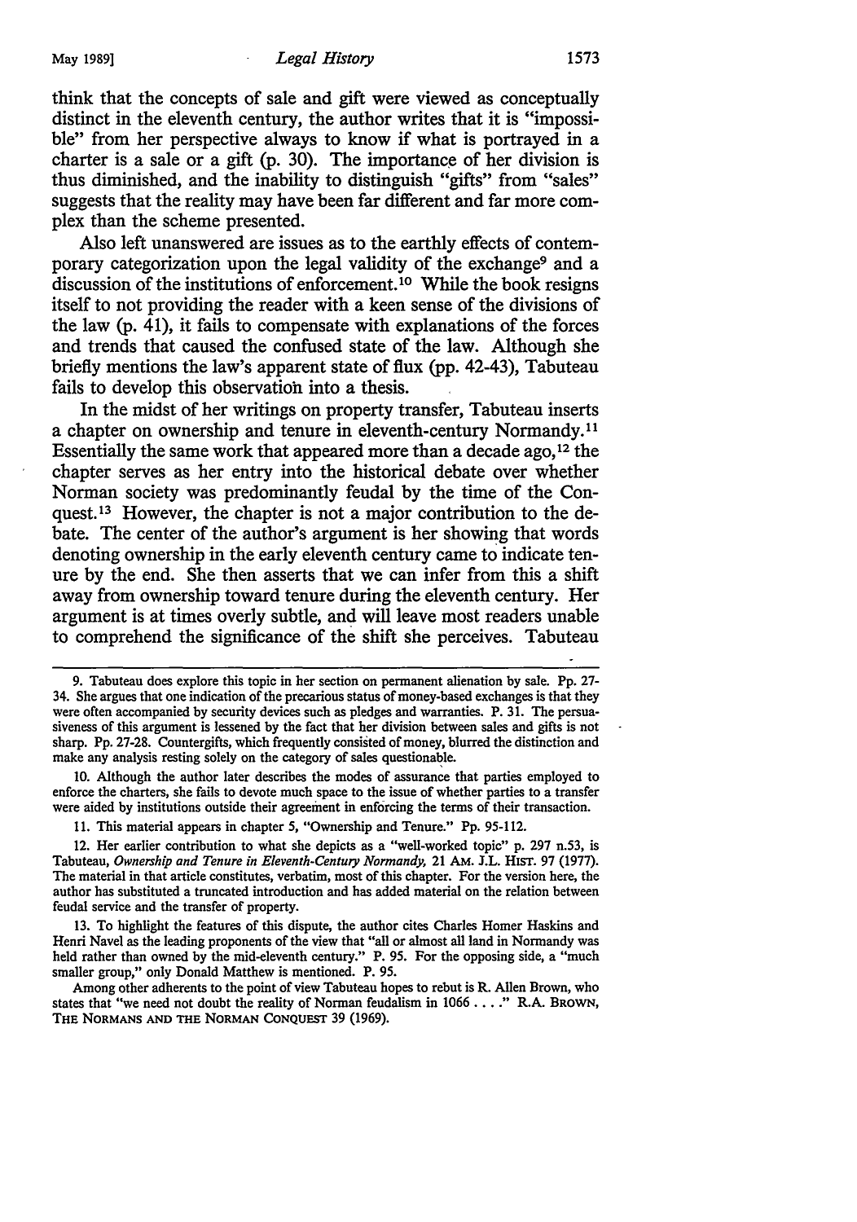think that the concepts of sale and gift were viewed as conceptually distinct in the eleventh century, the author writes that it is "impossible" from her perspective always to know if what is portrayed in a charter is a sale or a gift (p. 30). The importance of her division is thus diminished, and the inability to distinguish "gifts" from "sales" suggests that the reality may have been far different and far more complex than the scheme presented.

Also left unanswered are issues as to the earthly effects of contemporary categorization upon the legal validity of the exchange[9] and a discussion of the institutions of enforcement.[10] While the book resigns itself to not providing the reader with a keen sense of the divisions of the law (p. 41), it fails to compensate with explanations of the forces and trends that caused the confused state of the law. Although she briefly mentions the law's apparent state of flux (pp. 42-43), Tabuteau fails to develop this observation into a thesis.

In the midst of her writings on property transfer, Tabuteau inserts a chapter on ownership and tenure in eleventh-century Normandy.[11] Essentially the same work that appeared more than a decade ago,[12] the chapter serves as her entry into the historical debate over whether Norman society was predominantly feudal by the time of the Conquest.[13] However, the chapter is not a major contribution to the debate. The center of the author's argument is her showing that words denoting ownership in the early eleventh century came to indicate tenure by the end. She then asserts that we can infer from this a shift away from ownership toward tenure during the eleventh century. Her argument is at times overly subtle, and will leave most readers unable to comprehend the significance of the shift she perceives. Tabuteau

---

9. Tabuteau does explore this topic in her section on permanent alienation by sale. Pp. 27-34. She argues that one indication of the precarious status of money-based exchanges is that they were often accompanied by security devices such as pledges and warranties. P. 31. The persuasiveness of this argument is lessened by the fact that her division between sales and gifts is not sharp. Pp. 27-28. Countergifts, which frequently consisted of money, blurred the distinction and make any analysis resting solely on the category of sales questionable.

10. Although the author later describes the modes of assurance that parties employed to enforce the charters, she fails to devote much space to the issue of whether parties to a transfer were aided by institutions outside their agreement in enforcing the terms of their transaction.

11. This material appears in chapter 5, "Ownership and Tenure." Pp. 95-112.

12. Her earlier contribution to what she depicts as a "well-worked topic" p. 297 n.53, is Tabuteau, *Ownership and Tenure in Eleventh-Century Normandy,* 21 AM. J.L. HIST. 97 (1977). The material in that article constitutes, verbatim, most of this chapter. For the version here, the author has substituted a truncated introduction and has added material on the relation between feudal service and the transfer of property.

13. To highlight the features of this dispute, the author cites Charles Homer Haskins and Henri Navel as the leading proponents of the view that "all or almost all land in Normandy was held rather than owned by the mid-eleventh century." P. 95. For the opposing side, a "much smaller group," only Donald Matthew is mentioned. P. 95.

Among other adherents to the point of view Tabuteau hopes to rebut is R. Allen Brown, who states that "we need not doubt the reality of Norman feudalism in 1066 . . . ." R.A. BROWN, THE NORMANS AND THE NORMAN CONQUEST 39 (1969).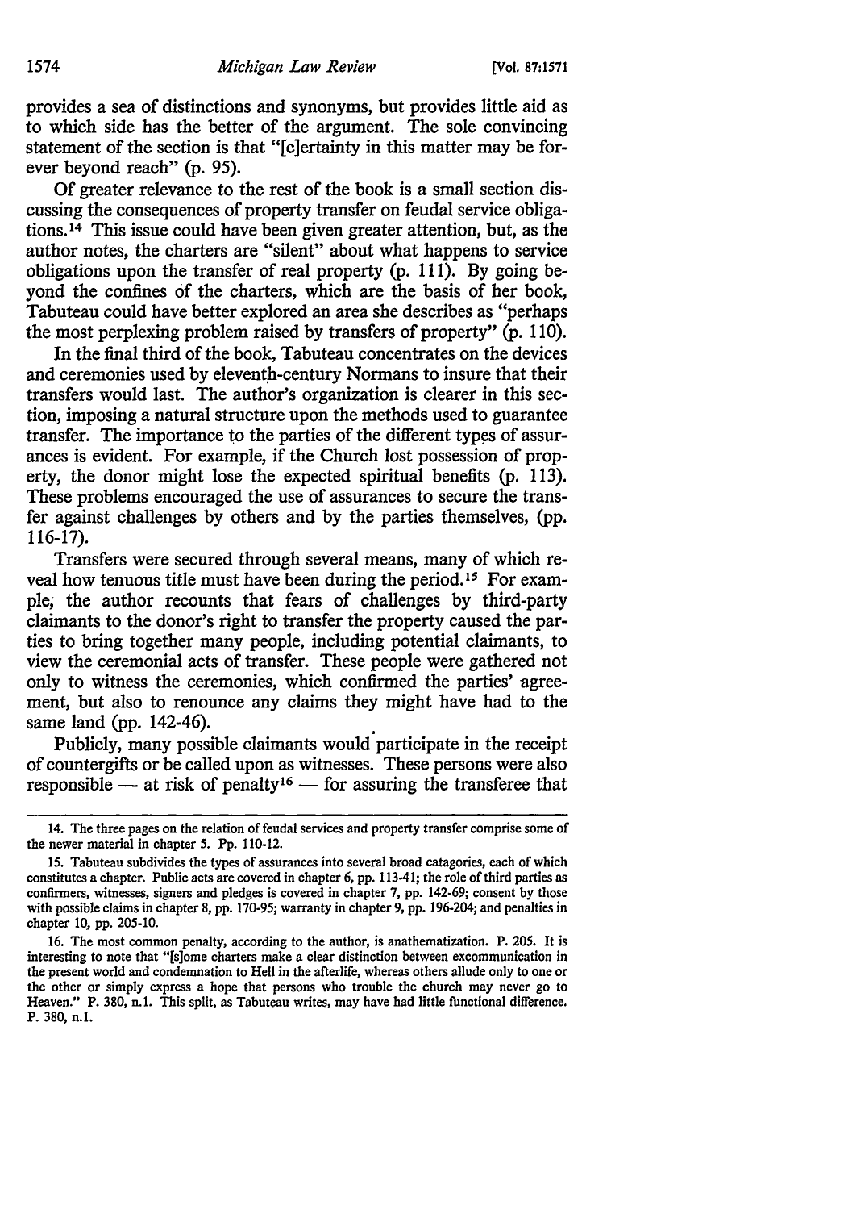provides a sea of distinctions and synonyms, but provides little aid as to which side has the better of the argument. The sole convincing statement of the section is that "[c]ertainty in this matter may be forever beyond reach" (p. 95).

Of greater relevance to the rest of the book is a small section discussing the consequences of property transfer on feudal service obligations.[14] This issue could have been given greater attention, but, as the author notes, the charters are "silent" about what happens to service obligations upon the transfer of real property (p. 111). By going beyond the confines of the charters, which are the basis of her book, Tabuteau could have better explored an area she describes as "perhaps the most perplexing problem raised by transfers of property" (p. 110).

In the final third of the book, Tabuteau concentrates on the devices and ceremonies used by eleventh-century Normans to insure that their transfers would last. The author's organization is clearer in this section, imposing a natural structure upon the methods used to guarantee transfer. The importance to the parties of the different types of assurances is evident. For example, if the Church lost possession of property, the donor might lose the expected spiritual benefits (p. 113). These problems encouraged the use of assurances to secure the transfer against challenges by others and by the parties themselves, (pp. 116-17).

Transfers were secured through several means, many of which reveal how tenuous title must have been during the period.[15] For example, the author recounts that fears of challenges by third-party claimants to the donor's right to transfer the property caused the parties to bring together many people, including potential claimants, to view the ceremonial acts of transfer. These people were gathered not only to witness the ceremonies, which confirmed the parties' agreement, but also to renounce any claims they might have had to the same land (pp. 142-46).

Publicly, many possible claimants would participate in the receipt of countergifts or be called upon as witnesses. These persons were also responsible — at risk of penalty[16] — for assuring the transferee that

---

14. The three pages on the relation of feudal services and property transfer comprise some of the newer material in chapter 5. Pp. 110-12.

15. Tabuteau subdivides the types of assurances into several broad catagories, each of which constitutes a chapter. Public acts are covered in chapter 6, pp. 113-41; the role of third parties as confirmers, witnesses, signers and pledges is covered in chapter 7, pp. 142-69; consent by those with possible claims in chapter 8, pp. 170-95; warranty in chapter 9, pp. 196-204; and penalties in chapter 10, pp. 205-10.

16. The most common penalty, according to the author, is anathematization. P. 205. It is interesting to note that "[s]ome charters make a clear distinction between excommunication in the present world and condemnation to Hell in the afterlife, whereas others allude only to one or the other or simply express a hope that persons who trouble the church may never go to Heaven." P. 380, n.1. This split, as Tabuteau writes, may have had little functional difference. P. 380, n.1.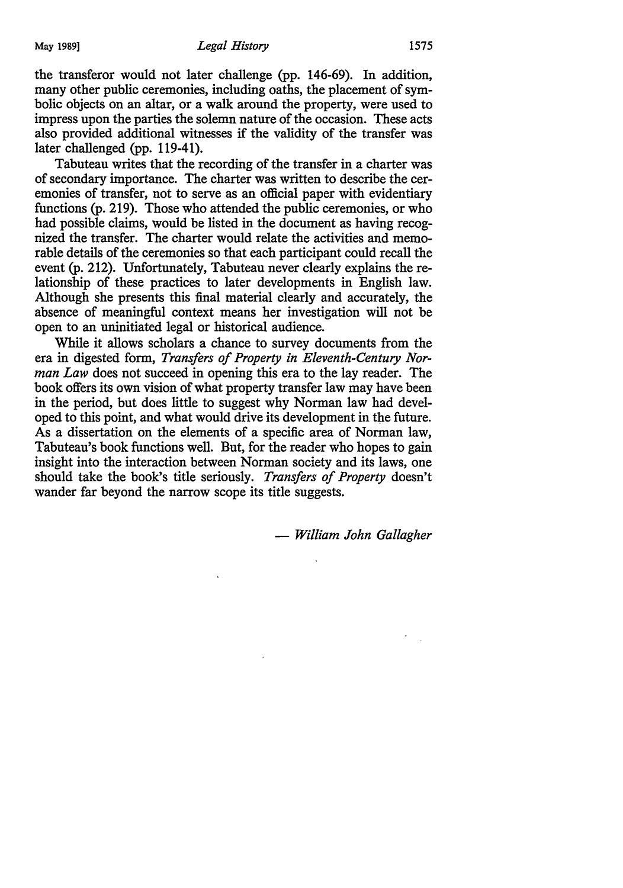the transferor would not later challenge (pp. 146-69). In addition, many other public ceremonies, including oaths, the placement of symbolic objects on an altar, or a walk around the property, were used to impress upon the parties the solemn nature of the occasion. These acts also provided additional witnesses if the validity of the transfer was later challenged (pp. 119-41).

Tabuteau writes that the recording of the transfer in a charter was of secondary importance. The charter was written to describe the ceremonies of transfer, not to serve as an official paper with evidentiary functions (p. 219). Those who attended the public ceremonies, or who had possible claims, would be listed in the document as having recognized the transfer. The charter would relate the activities and memorable details of the ceremonies so that each participant could recall the event (p. 212). Unfortunately, Tabuteau never clearly explains the relationship of these practices to later developments in English law. Although she presents this final material clearly and accurately, the absence of meaningful context means her investigation will not be open to an uninitiated legal or historical audience.

While it allows scholars a chance to survey documents from the era in digested form, *Transfers of Property in Eleventh-Century Norman Law* does not succeed in opening this era to the lay reader. The book offers its own vision of what property transfer law may have been in the period, but does little to suggest why Norman law had developed to this point, and what would drive its development in the future. As a dissertation on the elements of a specific area of Norman law, Tabuteau's book functions well. But, for the reader who hopes to gain insight into the interaction between Norman society and its laws, one should take the book's title seriously. *Transfers of Property* doesn't wander far beyond the narrow scope its title suggests.

— *William John Gallagher*